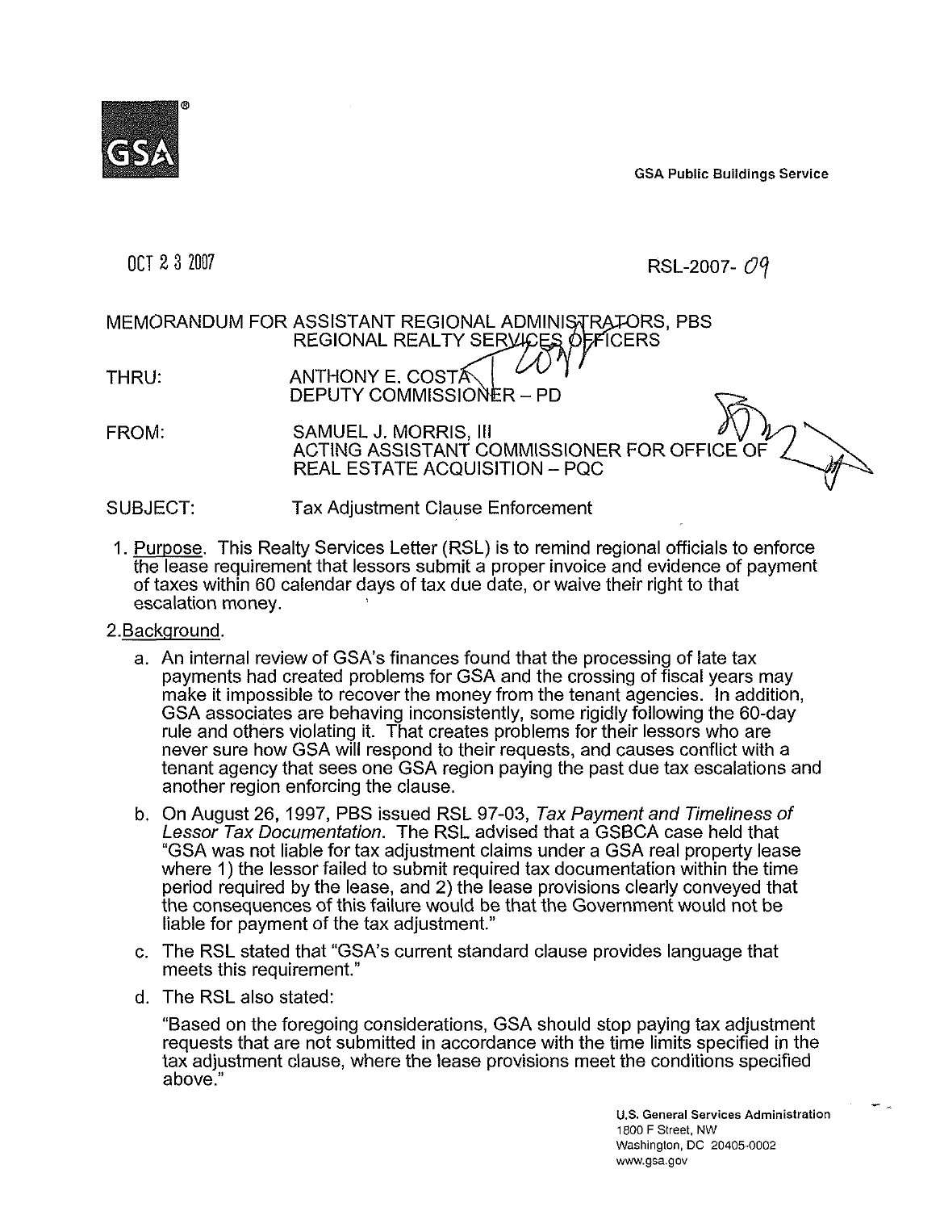GSA Public Buildings Service

OCT 2 3 2007

RSL-2007-09

MEMORANDUM FOR ASSISTANT REGIONAL ADMINISTRATORS, PBS
REGIONAL REALTY SERVICES OFFICERS

THRU: ANTHONY E. COSTA
DEPUTY COMMISSIONER – PD

FROM: SAMUEL J. MORRIS, III
ACTING ASSISTANT COMMISSIONER FOR OFFICE OF REAL ESTATE ACQUISITION – PQC

SUBJECT: Tax Adjustment Clause Enforcement

1. Purpose. This Realty Services Letter (RSL) is to remind regional officials to enforce the lease requirement that lessors submit a proper invoice and evidence of payment of taxes within 60 calendar days of tax due date, or waive their right to that escalation money.

2. Background.

   a. An internal review of GSA's finances found that the processing of late tax payments had created problems for GSA and the crossing of fiscal years may make it impossible to recover the money from the tenant agencies. In addition, GSA associates are behaving inconsistently, some rigidly following the 60-day rule and others violating it. That creates problems for their lessors who are never sure how GSA will respond to their requests, and causes conflict with a tenant agency that sees one GSA region paying the past due tax escalations and another region enforcing the clause.

   b. On August 26, 1997, PBS issued RSL 97-03, *Tax Payment and Timeliness of Lessor Tax Documentation*. The RSL advised that a GSBCA case held that "GSA was not liable for tax adjustment claims under a GSA real property lease where 1) the lessor failed to submit required tax documentation within the time period required by the lease, and 2) the lease provisions clearly conveyed that the consequences of this failure would be that the Government would not be liable for payment of the tax adjustment."

   c. The RSL stated that "GSA's current standard clause provides language that meets this requirement."

   d. The RSL also stated:

   "Based on the foregoing considerations, GSA should stop paying tax adjustment requests that are not submitted in accordance with the time limits specified in the tax adjustment clause, where the lease provisions meet the conditions specified above."

U.S. General Services Administration
1800 F Street, NW
Washington, DC 20405-0002
www.gsa.gov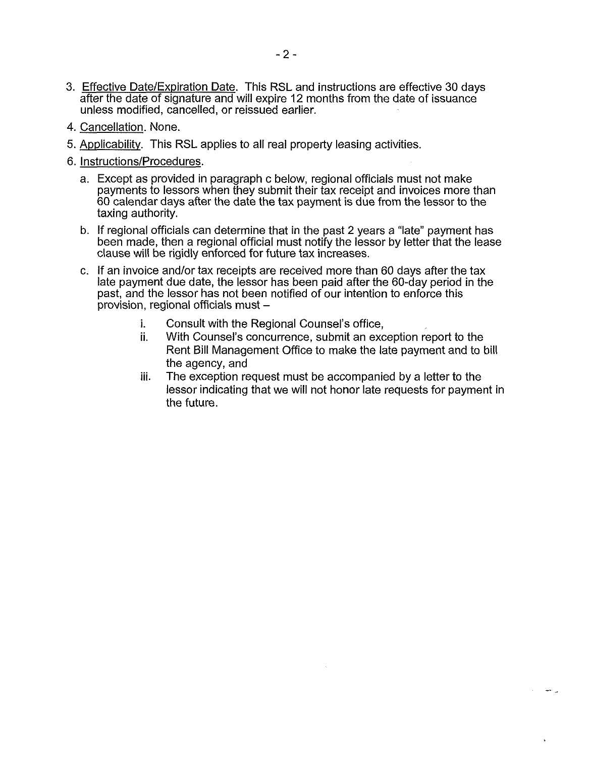3. <u>Effective Date/Expiration Date</u>. This RSL and instructions are effective 30 days after the date of signature and will expire 12 months from the date of issuance unless modified, cancelled, or reissued earlier.

4. <u>Cancellation</u>. None.

5. <u>Applicability</u>. This RSL applies to all real property leasing activities.

6. <u>Instructions/Procedures</u>.

   a. Except as provided in paragraph c below, regional officials must not make payments to lessors when they submit their tax receipt and invoices more than 60 calendar days after the date the tax payment is due from the lessor to the taxing authority.

   b. If regional officials can determine that in the past 2 years a "late" payment has been made, then a regional official must notify the lessor by letter that the lease clause will be rigidly enforced for future tax increases.

   c. If an invoice and/or tax receipts are received more than 60 days after the tax late payment due date, the lessor has been paid after the 60-day period in the past, and the lessor has not been notified of our intention to enforce this provision, regional officials must –

      i. Consult with the Regional Counsel's office,

      ii. With Counsel's concurrence, submit an exception report to the Rent Bill Management Office to make the late payment and to bill the agency, and

      iii. The exception request must be accompanied by a letter to the lessor indicating that we will not honor late requests for payment in the future.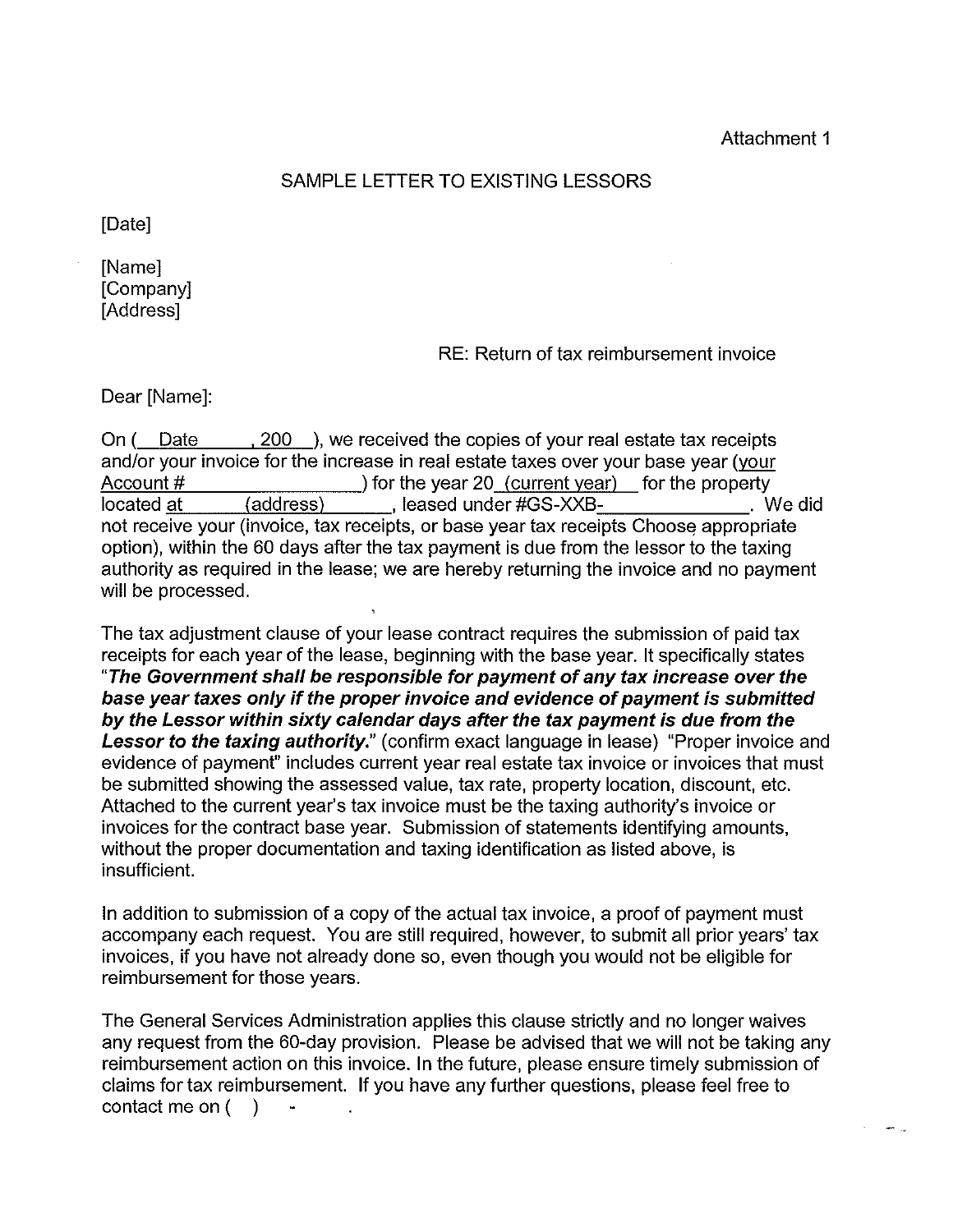Attachment 1

SAMPLE LETTER TO EXISTING LESSORS

[Date]

[Name]
[Company]
[Address]

RE: Return of tax reimbursement invoice

Dear [Name]:

On ( Date , 200 ), we received the copies of your real estate tax receipts and/or your invoice for the increase in real estate taxes over your base year (your Account # ) for the year 20 (current year) for the property located at (address) , leased under #GS-XXB- . We did not receive your (invoice, tax receipts, or base year tax receipts Choose appropriate option), within the 60 days after the tax payment is due from the lessor to the taxing authority as required in the lease; we are hereby returning the invoice and no payment will be processed.

The tax adjustment clause of your lease contract requires the submission of paid tax receipts for each year of the lease, beginning with the base year. It specifically states "***The Government shall be responsible for payment of any tax increase over the base year taxes only if the proper invoice and evidence of payment is submitted by the Lessor within sixty calendar days after the tax payment is due from the Lessor to the taxing authority.***" (confirm exact language in lease) "Proper invoice and evidence of payment" includes current year real estate tax invoice or invoices that must be submitted showing the assessed value, tax rate, property location, discount, etc. Attached to the current year's tax invoice must be the taxing authority's invoice or invoices for the contract base year. Submission of statements identifying amounts, without the proper documentation and taxing identification as listed above, is insufficient.

In addition to submission of a copy of the actual tax invoice, a proof of payment must accompany each request. You are still required, however, to submit all prior years' tax invoices, if you have not already done so, even though you would not be eligible for reimbursement for those years.

The General Services Administration applies this clause strictly and no longer waives any request from the 60-day provision. Please be advised that we will not be taking any reimbursement action on this invoice. In the future, please ensure timely submission of claims for tax reimbursement. If you have any further questions, please feel free to contact me on ( ) - .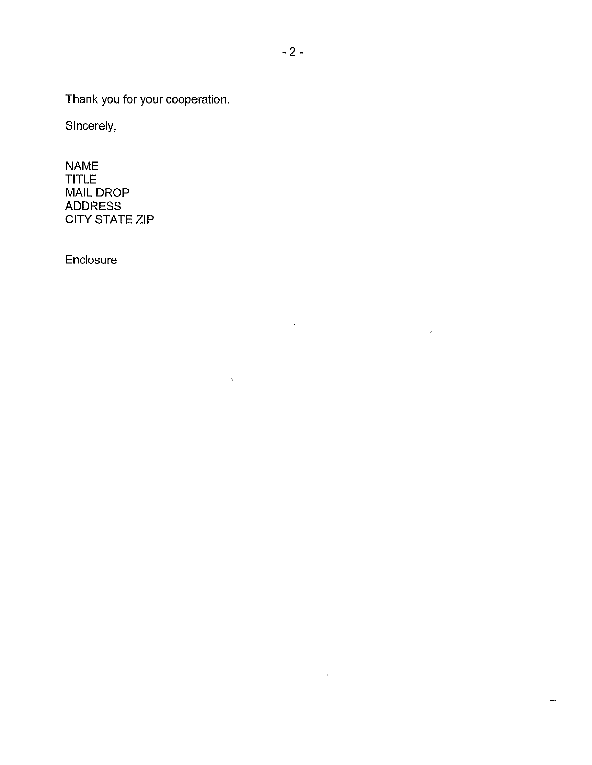Thank you for your cooperation.

Sincerely,

NAME  
TITLE  
MAIL DROP  
ADDRESS  
CITY STATE ZIP

Enclosure